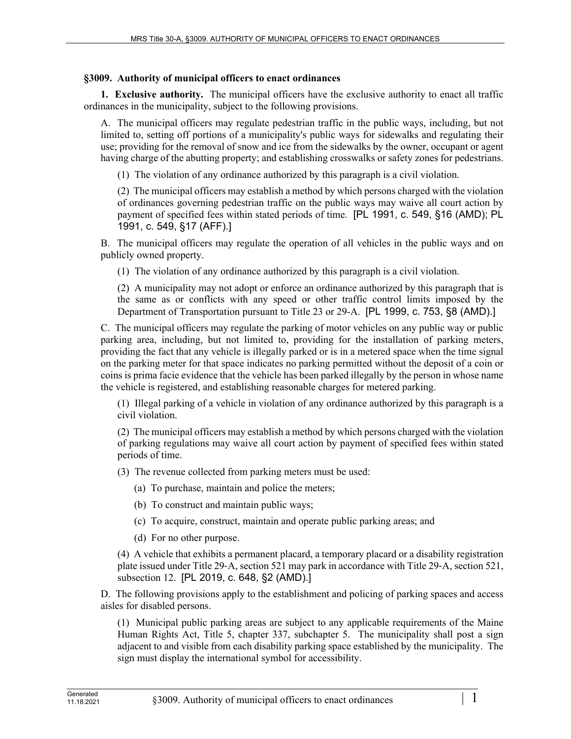## §3009. Authority of municipal officers to enact ordinances

**1. Exclusive authority.** The municipal officers have the exclusive authority to enact all traffic ordinances in the municipality, subject to the following provisions.

A. The municipal officers may regulate pedestrian traffic in the public ways, including, but not limited to, setting off portions of a municipality's public ways for sidewalks and regulating their use; providing for the removal of snow and ice from the sidewalks by the owner, occupant or agent having charge of the abutting property; and establishing crosswalks or safety zones for pedestrians.

(1) The violation of any ordinance authorized by this paragraph is a civil violation.

(2) The municipal officers may establish a method by which persons charged with the violation of ordinances governing pedestrian traffic on the public ways may waive all court action by payment of specified fees within stated periods of time. [PL 1991, c. 549, §16 (AMD); PL 1991, c. 549, §17 (AFF).]

B. The municipal officers may regulate the operation of all vehicles in the public ways and on publicly owned property.

(1) The violation of any ordinance authorized by this paragraph is a civil violation.

(2) A municipality may not adopt or enforce an ordinance authorized by this paragraph that is the same as or conflicts with any speed or other traffic control limits imposed by the Department of Transportation pursuant to Title 23 or 29-A. [PL 1999, c. 753, §8 (AMD).]

C. The municipal officers may regulate the parking of motor vehicles on any public way or public parking area, including, but not limited to, providing for the installation of parking meters, providing the fact that any vehicle is illegally parked or is in a metered space when the time signal on the parking meter for that space indicates no parking permitted without the deposit of a coin or coins is prima facie evidence that the vehicle has been parked illegally by the person in whose name the vehicle is registered, and establishing reasonable charges for metered parking.

(1) Illegal parking of a vehicle in violation of any ordinance authorized by this paragraph is a civil violation.

(2) The municipal officers may establish a method by which persons charged with the violation of parking regulations may waive all court action by payment of specified fees within stated periods of time.

(3) The revenue collected from parking meters must be used:

(a) To purchase, maintain and police the meters;

(b) To construct and maintain public ways;

(c) To acquire, construct, maintain and operate public parking areas; and

(d) For no other purpose.

(4) A vehicle that exhibits a permanent placard, a temporary placard or a disability registration plate issued under Title 29-A, section 521 may park in accordance with Title 29-A, section 521, subsection 12. [PL 2019, c. 648, §2 (AMD).]

D. The following provisions apply to the establishment and policing of parking spaces and access aisles for disabled persons.

(1) Municipal public parking areas are subject to any applicable requirements of the Maine Human Rights Act, Title 5, chapter 337, subchapter 5. The municipality shall post a sign adjacent to and visible from each disability parking space established by the municipality. The sign must display the international symbol for accessibility.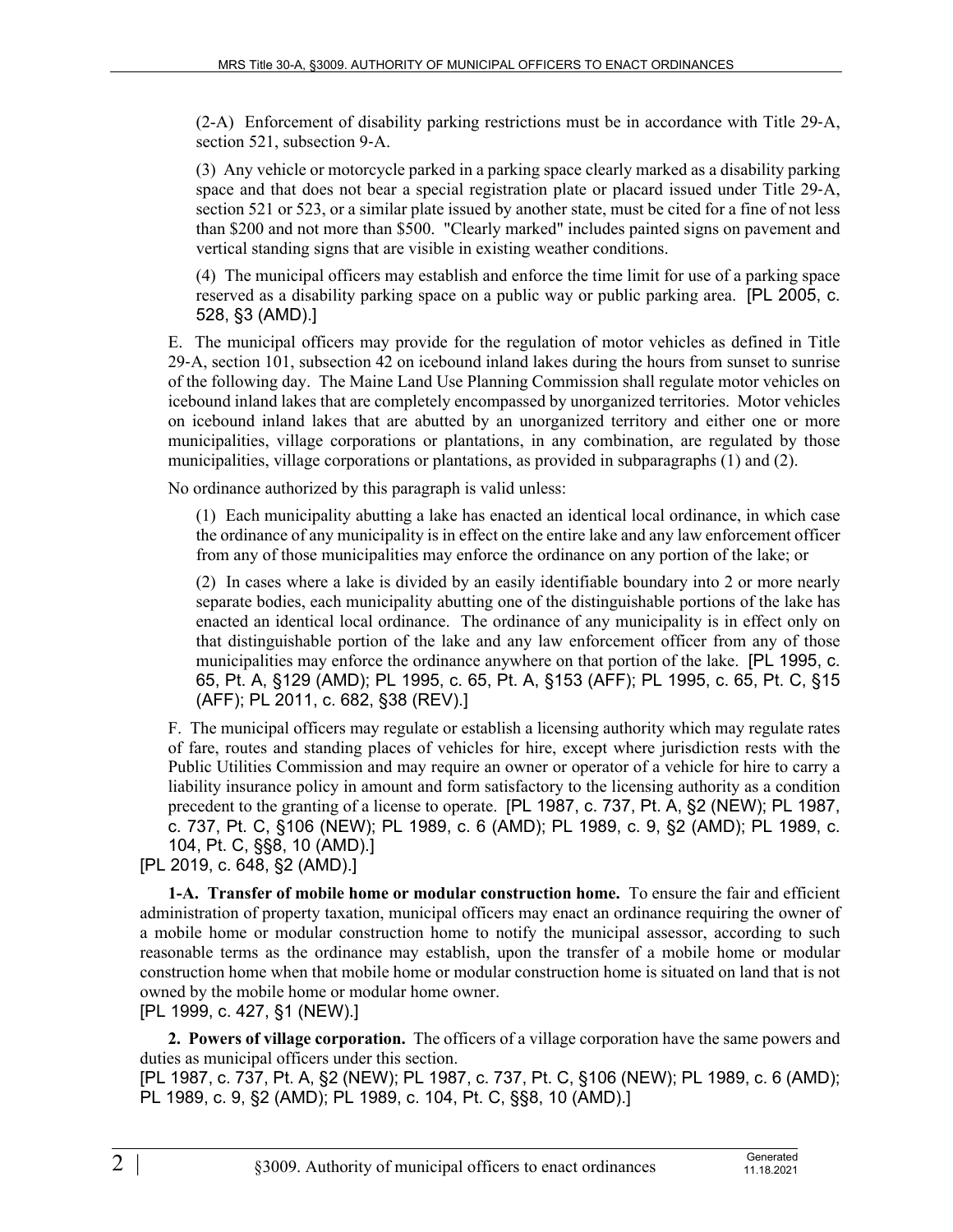(2-A) Enforcement of disability parking restrictions must be in accordance with Title 29-A, section 521, subsection 9-A.

(3) Any vehicle or motorcycle parked in a parking space clearly marked as a disability parking space and that does not bear a special registration plate or placard issued under Title 29-A, section 521 or 523, or a similar plate issued by another state, must be cited for a fine of not less than $200 and not more than $500. "Clearly marked" includes painted signs on pavement and vertical standing signs that are visible in existing weather conditions.

(4) The municipal officers may establish and enforce the time limit for use of a parking space reserved as a disability parking space on a public way or public parking area. [PL 2005, c. 528, §3 (AMD).]

E. The municipal officers may provide for the regulation of motor vehicles as defined in Title 29-A, section 101, subsection 42 on icebound inland lakes during the hours from sunset to sunrise of the following day. The Maine Land Use Planning Commission shall regulate motor vehicles on icebound inland lakes that are completely encompassed by unorganized territories. Motor vehicles on icebound inland lakes that are abutted by an unorganized territory and either one or more municipalities, village corporations or plantations, in any combination, are regulated by those municipalities, village corporations or plantations, as provided in subparagraphs (1) and (2).

No ordinance authorized by this paragraph is valid unless:

(1) Each municipality abutting a lake has enacted an identical local ordinance, in which case the ordinance of any municipality is in effect on the entire lake and any law enforcement officer from any of those municipalities may enforce the ordinance on any portion of the lake; or

(2) In cases where a lake is divided by an easily identifiable boundary into 2 or more nearly separate bodies, each municipality abutting one of the distinguishable portions of the lake has enacted an identical local ordinance. The ordinance of any municipality is in effect only on that distinguishable portion of the lake and any law enforcement officer from any of those municipalities may enforce the ordinance anywhere on that portion of the lake. [PL 1995, c. 65, Pt. A, §129 (AMD); PL 1995, c. 65, Pt. A, §153 (AFF); PL 1995, c. 65, Pt. C, §15 (AFF); PL 2011, c. 682, §38 (REV).]

F. The municipal officers may regulate or establish a licensing authority which may regulate rates of fare, routes and standing places of vehicles for hire, except where jurisdiction rests with the Public Utilities Commission and may require an owner or operator of a vehicle for hire to carry a liability insurance policy in amount and form satisfactory to the licensing authority as a condition precedent to the granting of a license to operate. [PL 1987, c. 737, Pt. A, §2 (NEW); PL 1987, c. 737, Pt. C, §106 (NEW); PL 1989, c. 6 (AMD); PL 1989, c. 9, §2 (AMD); PL 1989, c. 104, Pt. C, §§8, 10 (AMD).]

[PL 2019, c. 648, §2 (AMD).]

**1-A. Transfer of mobile home or modular construction home.** To ensure the fair and efficient administration of property taxation, municipal officers may enact an ordinance requiring the owner of a mobile home or modular construction home to notify the municipal assessor, according to such reasonable terms as the ordinance may establish, upon the transfer of a mobile home or modular construction home when that mobile home or modular construction home is situated on land that is not owned by the mobile home or modular home owner.

[PL 1999, c. 427, §1 (NEW).]

**2. Powers of village corporation.** The officers of a village corporation have the same powers and duties as municipal officers under this section.

[PL 1987, c. 737, Pt. A, §2 (NEW); PL 1987, c. 737, Pt. C, §106 (NEW); PL 1989, c. 6 (AMD); PL 1989, c. 9, §2 (AMD); PL 1989, c. 104, Pt. C, §§8, 10 (AMD).]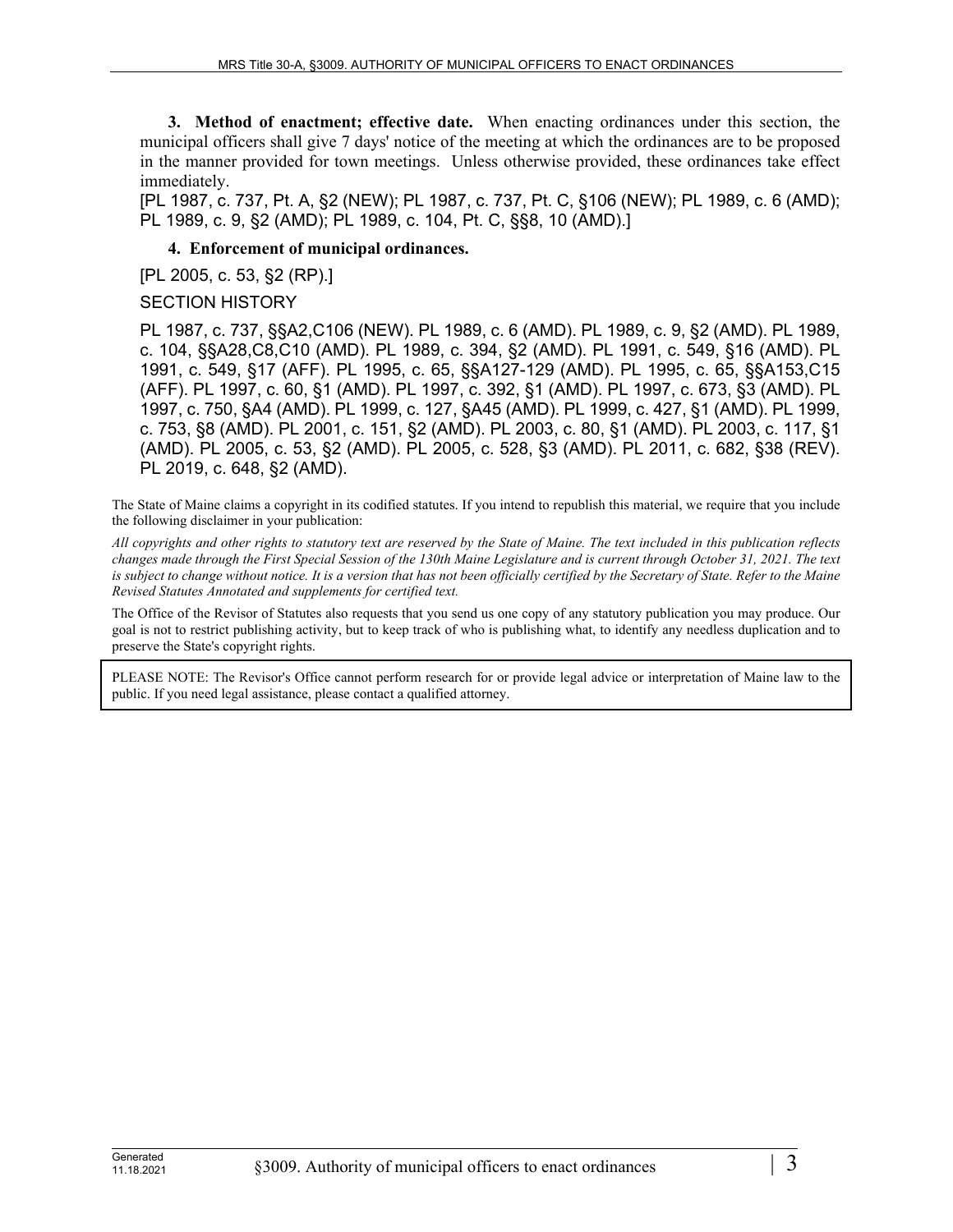**3. Method of enactment; effective date.** When enacting ordinances under this section, the municipal officers shall give 7 days' notice of the meeting at which the ordinances are to be proposed in the manner provided for town meetings. Unless otherwise provided, these ordinances take effect immediately.

[PL 1987, c. 737, Pt. A, §2 (NEW); PL 1987, c. 737, Pt. C, §106 (NEW); PL 1989, c. 6 (AMD); PL 1989, c. 9, §2 (AMD); PL 1989, c. 104, Pt. C, §§8, 10 (AMD).]

**4. Enforcement of municipal ordinances.**

[PL 2005, c. 53, §2 (RP).]

SECTION HISTORY

PL 1987, c. 737, §§A2,C106 (NEW). PL 1989, c. 6 (AMD). PL 1989, c. 9, §2 (AMD). PL 1989, c. 104, §§A28,C8,C10 (AMD). PL 1989, c. 394, §2 (AMD). PL 1991, c. 549, §16 (AMD). PL 1991, c. 549, §17 (AFF). PL 1995, c. 65, §§A127-129 (AMD). PL 1995, c. 65, §§A153,C15 (AFF). PL 1997, c. 60, §1 (AMD). PL 1997, c. 392, §1 (AMD). PL 1997, c. 673, §3 (AMD). PL 1997, c. 750, §A4 (AMD). PL 1999, c. 127, §A45 (AMD). PL 1999, c. 427, §1 (AMD). PL 1999, c. 753, §8 (AMD). PL 2001, c. 151, §2 (AMD). PL 2003, c. 80, §1 (AMD). PL 2003, c. 117, §1 (AMD). PL 2005, c. 53, §2 (AMD). PL 2005, c. 528, §3 (AMD). PL 2011, c. 682, §38 (REV). PL 2019, c. 648, §2 (AMD).

The State of Maine claims a copyright in its codified statutes. If you intend to republish this material, we require that you include the following disclaimer in your publication:

*All copyrights and other rights to statutory text are reserved by the State of Maine. The text included in this publication reflects changes made through the First Special Session of the 130th Maine Legislature and is current through October 31, 2021. The text is subject to change without notice. It is a version that has not been officially certified by the Secretary of State. Refer to the Maine Revised Statutes Annotated and supplements for certified text.*

The Office of the Revisor of Statutes also requests that you send us one copy of any statutory publication you may produce. Our goal is not to restrict publishing activity, but to keep track of who is publishing what, to identify any needless duplication and to preserve the State's copyright rights.

PLEASE NOTE: The Revisor's Office cannot perform research for or provide legal advice or interpretation of Maine law to the public. If you need legal assistance, please contact a qualified attorney.